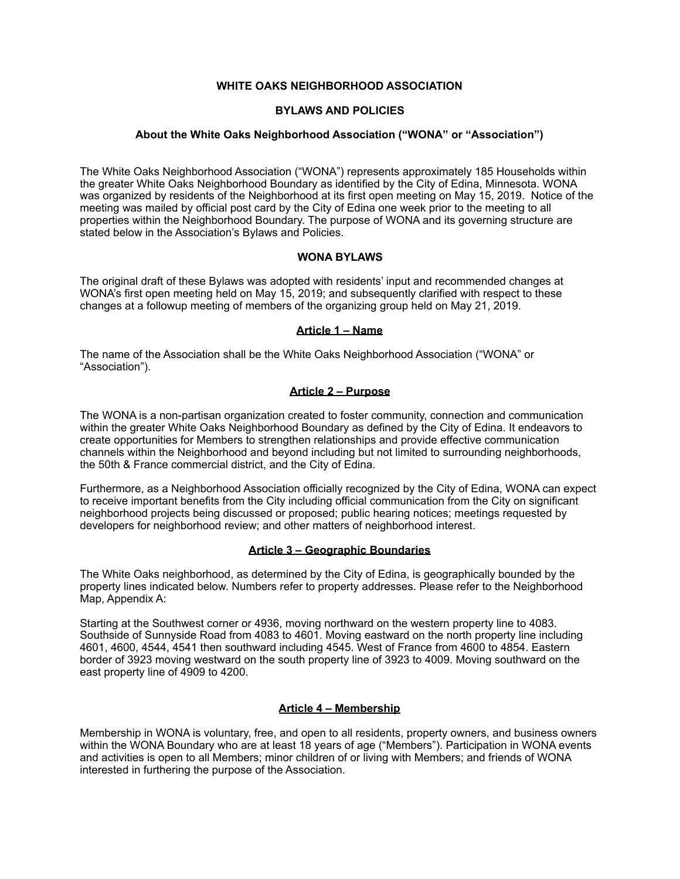# WHITE OAKS NEIGHBORHOOD ASSOCIATION

## BYLAWS AND POLICIES

### About the White Oaks Neighborhood Association ("WONA" or "Association")

The White Oaks Neighborhood Association ("WONA") represents approximately 185 Households within the greater White Oaks Neighborhood Boundary as identified by the City of Edina, Minnesota. WONA was organized by residents of the Neighborhood at its first open meeting on May 15, 2019. Notice of the meeting was mailed by official post card by the City of Edina one week prior to the meeting to all properties within the Neighborhood Boundary. The purpose of WONA and its governing structure are stated below in the Association's Bylaws and Policies.

## WONA BYLAWS

The original draft of these Bylaws was adopted with residents' input and recommended changes at WONA's first open meeting held on May 15, 2019; and subsequently clarified with respect to these changes at a followup meeting of members of the organizing group held on May 21, 2019.

### Article 1 – Name

The name of the Association shall be the White Oaks Neighborhood Association ("WONA" or "Association").

### Article 2 – Purpose

The WONA is a non-partisan organization created to foster community, connection and communication within the greater White Oaks Neighborhood Boundary as defined by the City of Edina. It endeavors to create opportunities for Members to strengthen relationships and provide effective communication channels within the Neighborhood and beyond including but not limited to surrounding neighborhoods, the 50th & France commercial district, and the City of Edina.

Furthermore, as a Neighborhood Association officially recognized by the City of Edina, WONA can expect to receive important benefits from the City including official communication from the City on significant neighborhood projects being discussed or proposed; public hearing notices; meetings requested by developers for neighborhood review; and other matters of neighborhood interest.

### Article 3 – Geographic Boundaries

The White Oaks neighborhood, as determined by the City of Edina, is geographically bounded by the property lines indicated below. Numbers refer to property addresses. Please refer to the Neighborhood Map, Appendix A:

Starting at the Southwest corner or 4936, moving northward on the western property line to 4083. Southside of Sunnyside Road from 4083 to 4601. Moving eastward on the north property line including 4601, 4600, 4544, 4541 then southward including 4545. West of France from 4600 to 4854. Eastern border of 3923 moving westward on the south property line of 3923 to 4009. Moving southward on the east property line of 4909 to 4200.

### Article 4 – Membership

Membership in WONA is voluntary, free, and open to all residents, property owners, and business owners within the WONA Boundary who are at least 18 years of age ("Members"). Participation in WONA events and activities is open to all Members; minor children of or living with Members; and friends of WONA interested in furthering the purpose of the Association.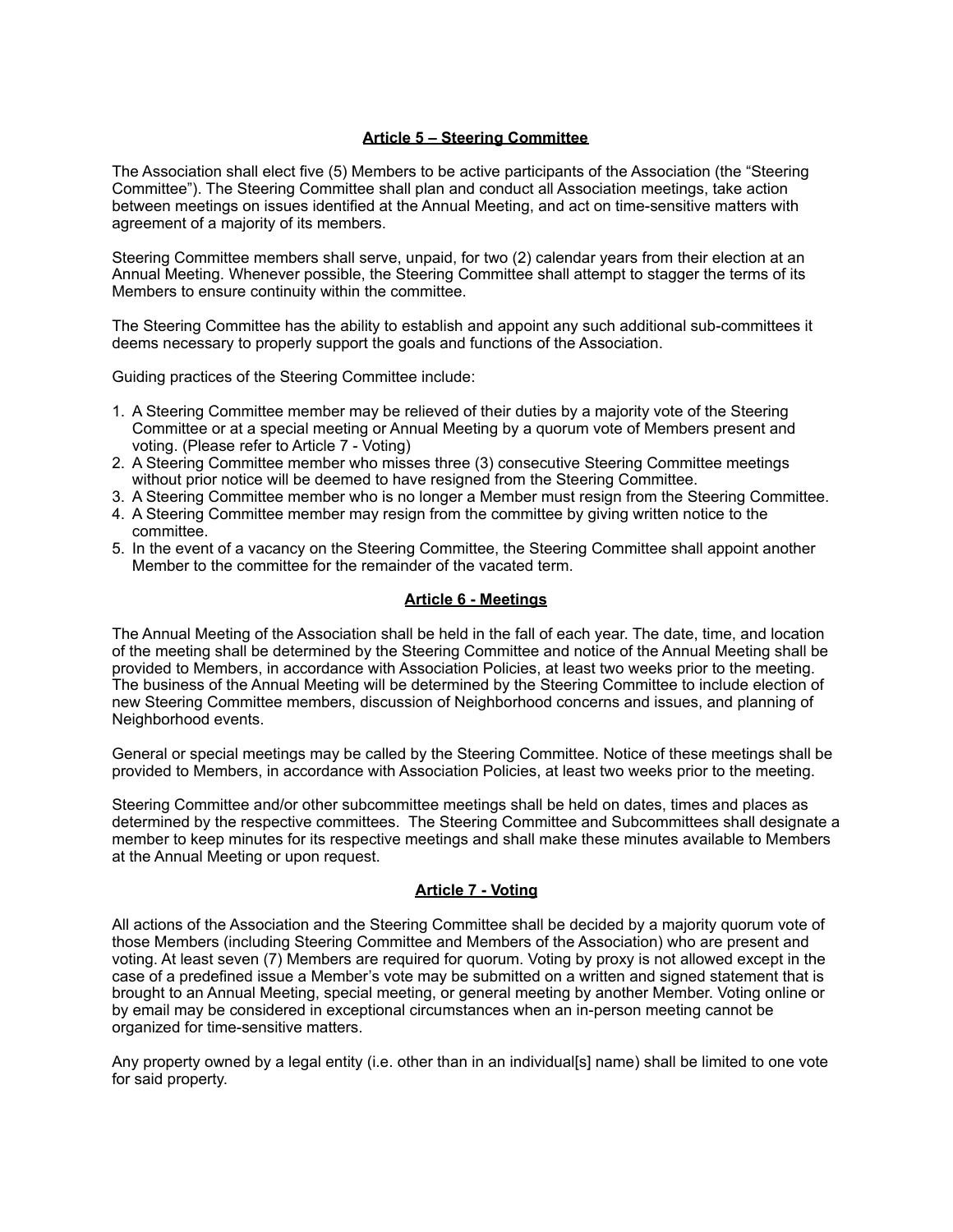## Article 5 – Steering Committee

The Association shall elect five (5) Members to be active participants of the Association (the "Steering Committee"). The Steering Committee shall plan and conduct all Association meetings, take action between meetings on issues identified at the Annual Meeting, and act on time-sensitive matters with agreement of a majority of its members.

Steering Committee members shall serve, unpaid, for two (2) calendar years from their election at an Annual Meeting. Whenever possible, the Steering Committee shall attempt to stagger the terms of its Members to ensure continuity within the committee.

The Steering Committee has the ability to establish and appoint any such additional sub-committees it deems necessary to properly support the goals and functions of the Association.

Guiding practices of the Steering Committee include:

1. A Steering Committee member may be relieved of their duties by a majority vote of the Steering Committee or at a special meeting or Annual Meeting by a quorum vote of Members present and voting. (Please refer to Article 7 - Voting)
2. A Steering Committee member who misses three (3) consecutive Steering Committee meetings without prior notice will be deemed to have resigned from the Steering Committee.
3. A Steering Committee member who is no longer a Member must resign from the Steering Committee.
4. A Steering Committee member may resign from the committee by giving written notice to the committee.
5. In the event of a vacancy on the Steering Committee, the Steering Committee shall appoint another Member to the committee for the remainder of the vacated term.

## Article 6 - Meetings

The Annual Meeting of the Association shall be held in the fall of each year. The date, time, and location of the meeting shall be determined by the Steering Committee and notice of the Annual Meeting shall be provided to Members, in accordance with Association Policies, at least two weeks prior to the meeting. The business of the Annual Meeting will be determined by the Steering Committee to include election of new Steering Committee members, discussion of Neighborhood concerns and issues, and planning of Neighborhood events.

General or special meetings may be called by the Steering Committee. Notice of these meetings shall be provided to Members, in accordance with Association Policies, at least two weeks prior to the meeting.

Steering Committee and/or other subcommittee meetings shall be held on dates, times and places as determined by the respective committees. The Steering Committee and Subcommittees shall designate a member to keep minutes for its respective meetings and shall make these minutes available to Members at the Annual Meeting or upon request.

## Article 7 - Voting

All actions of the Association and the Steering Committee shall be decided by a majority quorum vote of those Members (including Steering Committee and Members of the Association) who are present and voting. At least seven (7) Members are required for quorum. Voting by proxy is not allowed except in the case of a predefined issue a Member's vote may be submitted on a written and signed statement that is brought to an Annual Meeting, special meeting, or general meeting by another Member. Voting online or by email may be considered in exceptional circumstances when an in-person meeting cannot be organized for time-sensitive matters.

Any property owned by a legal entity (i.e. other than in an individual[s] name) shall be limited to one vote for said property.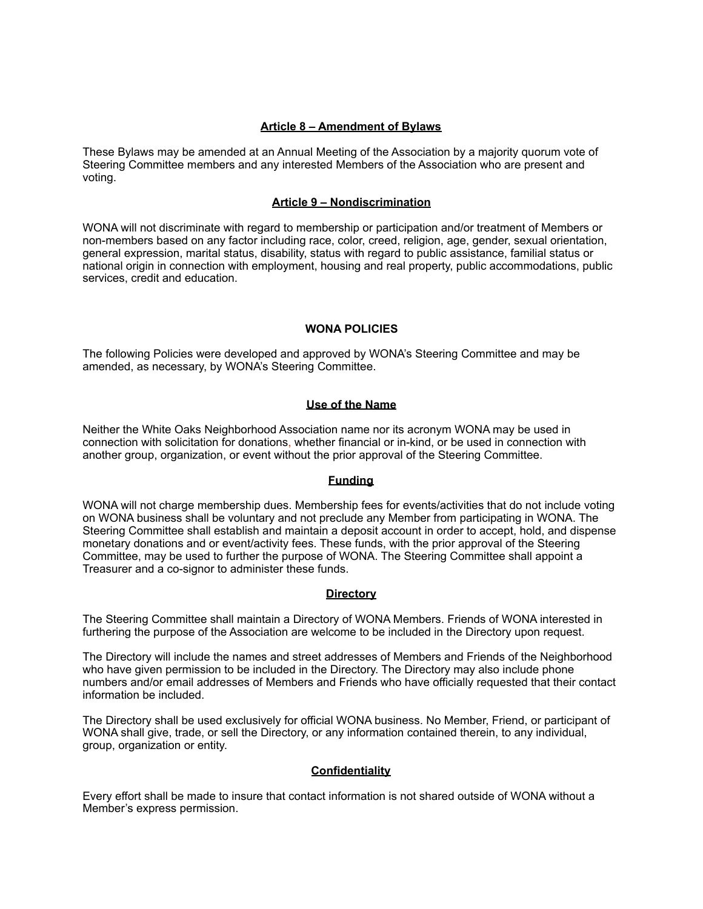## Article 8 – Amendment of Bylaws

These Bylaws may be amended at an Annual Meeting of the Association by a majority quorum vote of Steering Committee members and any interested Members of the Association who are present and voting.

## Article 9 – Nondiscrimination

WONA will not discriminate with regard to membership or participation and/or treatment of Members or non-members based on any factor including race, color, creed, religion, age, gender, sexual orientation, general expression, marital status, disability, status with regard to public assistance, familial status or national origin in connection with employment, housing and real property, public accommodations, public services, credit and education.

# WONA POLICIES

The following Policies were developed and approved by WONA's Steering Committee and may be amended, as necessary, by WONA's Steering Committee.

## Use of the Name

Neither the White Oaks Neighborhood Association name nor its acronym WONA may be used in connection with solicitation for donations, whether financial or in-kind, or be used in connection with another group, organization, or event without the prior approval of the Steering Committee.

## Funding

WONA will not charge membership dues. Membership fees for events/activities that do not include voting on WONA business shall be voluntary and not preclude any Member from participating in WONA. The Steering Committee shall establish and maintain a deposit account in order to accept, hold, and dispense monetary donations and or event/activity fees. These funds, with the prior approval of the Steering Committee, may be used to further the purpose of WONA. The Steering Committee shall appoint a Treasurer and a co-signor to administer these funds.

## Directory

The Steering Committee shall maintain a Directory of WONA Members. Friends of WONA interested in furthering the purpose of the Association are welcome to be included in the Directory upon request.

The Directory will include the names and street addresses of Members and Friends of the Neighborhood who have given permission to be included in the Directory. The Directory may also include phone numbers and/or email addresses of Members and Friends who have officially requested that their contact information be included.

The Directory shall be used exclusively for official WONA business. No Member, Friend, or participant of WONA shall give, trade, or sell the Directory, or any information contained therein, to any individual, group, organization or entity.

## Confidentiality

Every effort shall be made to insure that contact information is not shared outside of WONA without a Member's express permission.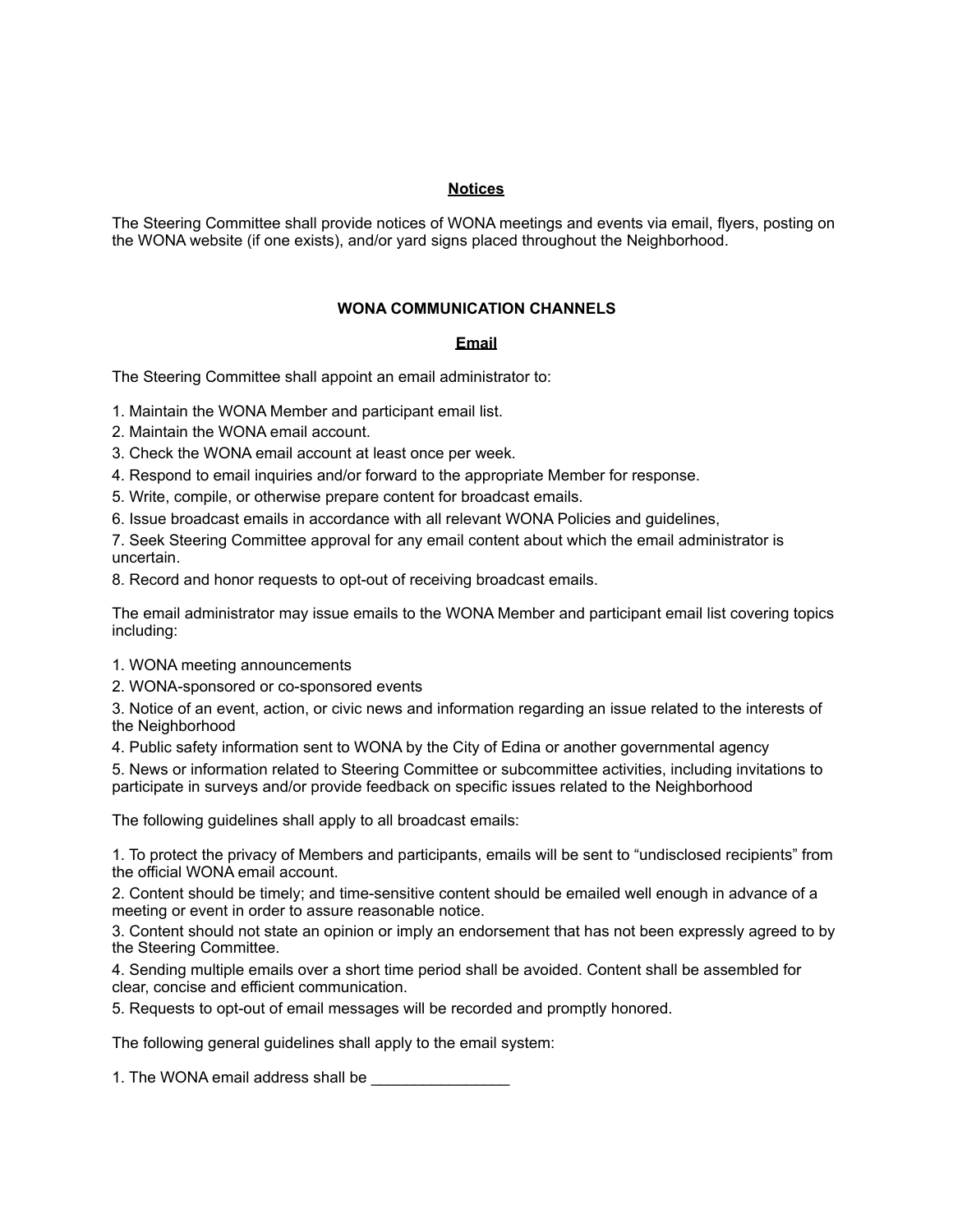## Notices

The Steering Committee shall provide notices of WONA meetings and events via email, flyers, posting on the WONA website (if one exists), and/or yard signs placed throughout the Neighborhood.

## WONA COMMUNICATION CHANNELS

### Email

The Steering Committee shall appoint an email administrator to:

1. Maintain the WONA Member and participant email list.
2. Maintain the WONA email account.
3. Check the WONA email account at least once per week.
4. Respond to email inquiries and/or forward to the appropriate Member for response.
5. Write, compile, or otherwise prepare content for broadcast emails.
6. Issue broadcast emails in accordance with all relevant WONA Policies and guidelines,
7. Seek Steering Committee approval for any email content about which the email administrator is uncertain.
8. Record and honor requests to opt-out of receiving broadcast emails.

The email administrator may issue emails to the WONA Member and participant email list covering topics including:

1. WONA meeting announcements
2. WONA-sponsored or co-sponsored events
3. Notice of an event, action, or civic news and information regarding an issue related to the interests of the Neighborhood
4. Public safety information sent to WONA by the City of Edina or another governmental agency
5. News or information related to Steering Committee or subcommittee activities, including invitations to participate in surveys and/or provide feedback on specific issues related to the Neighborhood

The following guidelines shall apply to all broadcast emails:

1. To protect the privacy of Members and participants, emails will be sent to "undisclosed recipients" from the official WONA email account.
2. Content should be timely; and time-sensitive content should be emailed well enough in advance of a meeting or event in order to assure reasonable notice.
3. Content should not state an opinion or imply an endorsement that has not been expressly agreed to by the Steering Committee.
4. Sending multiple emails over a short time period shall be avoided. Content shall be assembled for clear, concise and efficient communication.
5. Requests to opt-out of email messages will be recorded and promptly honored.

The following general guidelines shall apply to the email system:

1. The WONA email address shall be ________________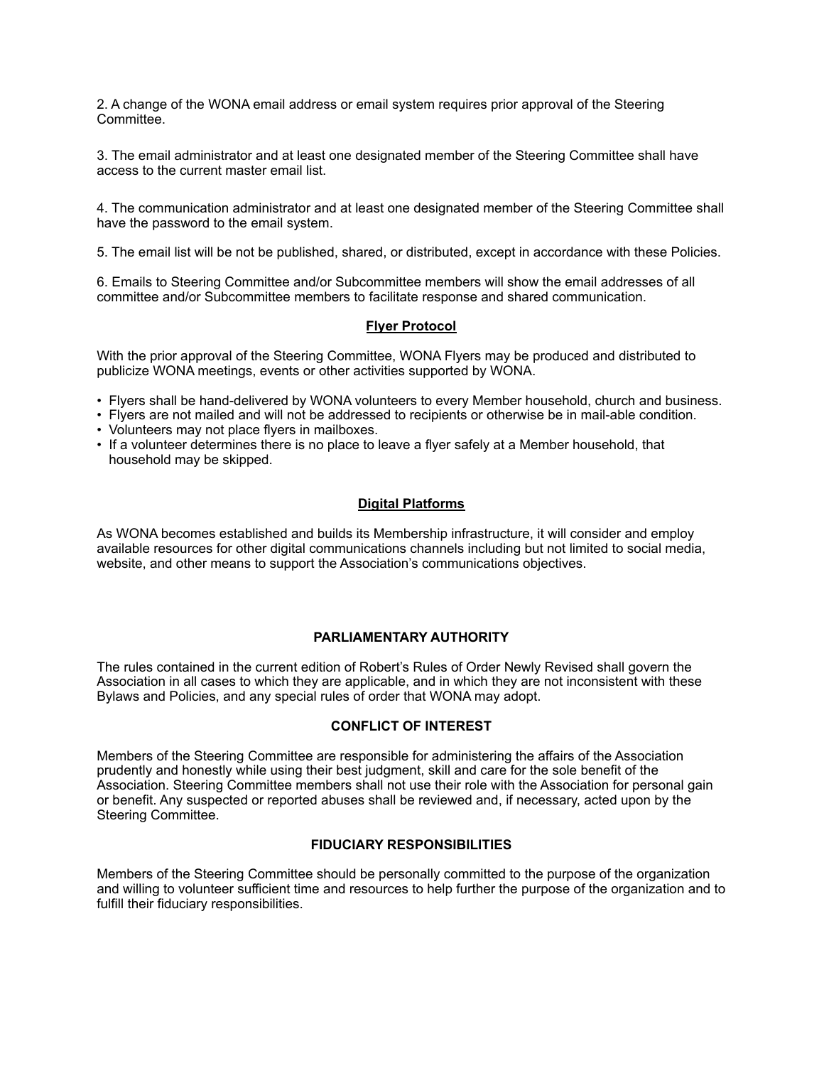2. A change of the WONA email address or email system requires prior approval of the Steering Committee.

3. The email administrator and at least one designated member of the Steering Committee shall have access to the current master email list.

4. The communication administrator and at least one designated member of the Steering Committee shall have the password to the email system.

5. The email list will be not be published, shared, or distributed, except in accordance with these Policies.

6. Emails to Steering Committee and/or Subcommittee members will show the email addresses of all committee and/or Subcommittee members to facilitate response and shared communication.

### Flyer Protocol

With the prior approval of the Steering Committee, WONA Flyers may be produced and distributed to publicize WONA meetings, events or other activities supported by WONA.

- Flyers shall be hand-delivered by WONA volunteers to every Member household, church and business.
- Flyers are not mailed and will not be addressed to recipients or otherwise be in mail-able condition.
- Volunteers may not place flyers in mailboxes.
- If a volunteer determines there is no place to leave a flyer safely at a Member household, that household may be skipped.

### Digital Platforms

As WONA becomes established and builds its Membership infrastructure, it will consider and employ available resources for other digital communications channels including but not limited to social media, website, and other means to support the Association's communications objectives.

## PARLIAMENTARY AUTHORITY

The rules contained in the current edition of Robert's Rules of Order Newly Revised shall govern the Association in all cases to which they are applicable, and in which they are not inconsistent with these Bylaws and Policies, and any special rules of order that WONA may adopt.

## CONFLICT OF INTEREST

Members of the Steering Committee are responsible for administering the affairs of the Association prudently and honestly while using their best judgment, skill and care for the sole benefit of the Association. Steering Committee members shall not use their role with the Association for personal gain or benefit. Any suspected or reported abuses shall be reviewed and, if necessary, acted upon by the Steering Committee.

## FIDUCIARY RESPONSIBILITIES

Members of the Steering Committee should be personally committed to the purpose of the organization and willing to volunteer sufficient time and resources to help further the purpose of the organization and to fulfill their fiduciary responsibilities.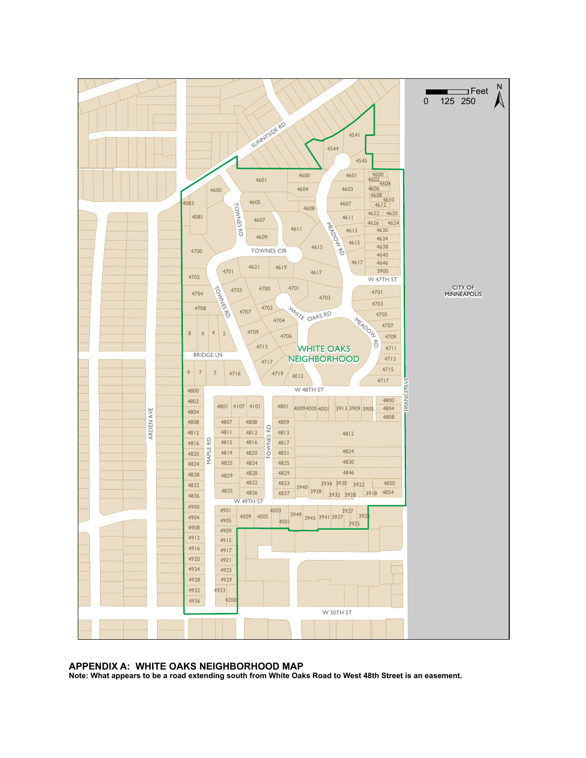Feet
0 125 250
N

SUNNYSIDE RD
TOWNES RD
TOWNES CIR
MEADOW RD
W 47TH ST
WHITE OAKS RD
BRIDGE LN
W 48TH ST
ARDEN AVE
MAPLE RD
W 49TH ST
W 50TH ST
FRANCE AVE

CITY OF MINNEAPOLIS

WHITE OAKS NEIGHBORHOOD

## APPENDIX A: WHITE OAKS NEIGHBORHOOD MAP

**Note: What appears to be a road extending south from White Oaks Road to West 48th Street is an easement.**